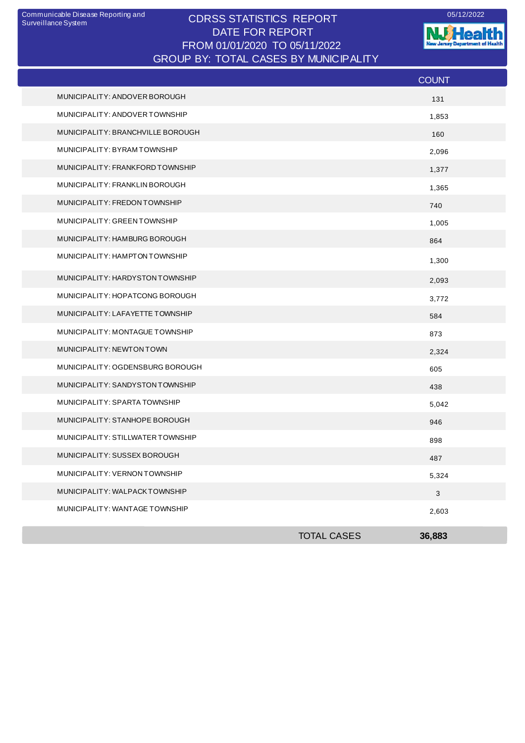Communicable Disease Reporting and Surveillance System

# CDRSS STATISTICS REPORT

## DATE FOR REPORT

## FROM 01/01/2020 TO 05/11/2022

## GROUP BY: TOTAL CASES BY MUNICIPALITY

05/12/2022

| | COUNT |
|---|---|
| MUNICIPALITY: ANDOVER BOROUGH | 131 |
| MUNICIPALITY: ANDOVER TOWNSHIP | 1,853 |
| MUNICIPALITY: BRANCHVILLE BOROUGH | 160 |
| MUNICIPALITY: BYRAM TOWNSHIP | 2,096 |
| MUNICIPALITY: FRANKFORD TOWNSHIP | 1,377 |
| MUNICIPALITY: FRANKLIN BOROUGH | 1,365 |
| MUNICIPALITY: FREDON TOWNSHIP | 740 |
| MUNICIPALITY: GREEN TOWNSHIP | 1,005 |
| MUNICIPALITY: HAMBURG BOROUGH | 864 |
| MUNICIPALITY: HAMPTON TOWNSHIP | 1,300 |
| MUNICIPALITY: HARDYSTON TOWNSHIP | 2,093 |
| MUNICIPALITY: HOPATCONG BOROUGH | 3,772 |
| MUNICIPALITY: LAFAYETTE TOWNSHIP | 584 |
| MUNICIPALITY: MONTAGUE TOWNSHIP | 873 |
| MUNICIPALITY: NEWTON TOWN | 2,324 |
| MUNICIPALITY: OGDENSBURG BOROUGH | 605 |
| MUNICIPALITY: SANDYSTON TOWNSHIP | 438 |
| MUNICIPALITY: SPARTA TOWNSHIP | 5,042 |
| MUNICIPALITY: STANHOPE BOROUGH | 946 |
| MUNICIPALITY: STILLWATER TOWNSHIP | 898 |
| MUNICIPALITY: SUSSEX BOROUGH | 487 |
| MUNICIPALITY: VERNON TOWNSHIP | 5,324 |
| MUNICIPALITY: WALPACK TOWNSHIP | 3 |
| MUNICIPALITY: WANTAGE TOWNSHIP | 2,603 |
| **TOTAL CASES** | **36,883** |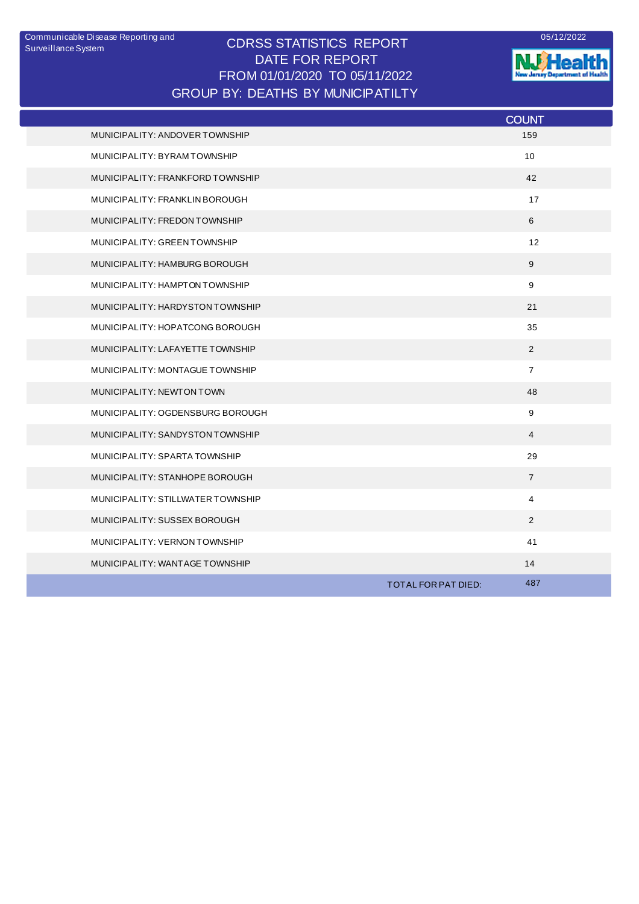Communicable Disease Reporting and Surveillance System

05/12/2022

# CDRSS STATISTICS REPORT
## DATE FOR REPORT
## FROM 01/01/2020 TO 05/11/2022
## GROUP BY: DEATHS BY MUNICIPATILTY

| | COUNT |
|---|---|
| MUNICIPALITY: ANDOVER TOWNSHIP | 159 |
| MUNICIPALITY: BYRAM TOWNSHIP | 10 |
| MUNICIPALITY: FRANKFORD TOWNSHIP | 42 |
| MUNICIPALITY: FRANKLIN BOROUGH | 17 |
| MUNICIPALITY: FREDON TOWNSHIP | 6 |
| MUNICIPALITY: GREEN TOWNSHIP | 12 |
| MUNICIPALITY: HAMBURG BOROUGH | 9 |
| MUNICIPALITY: HAMPTON TOWNSHIP | 9 |
| MUNICIPALITY: HARDYSTON TOWNSHIP | 21 |
| MUNICIPALITY: HOPATCONG BOROUGH | 35 |
| MUNICIPALITY: LAFAYETTE TOWNSHIP | 2 |
| MUNICIPALITY: MONTAGUE TOWNSHIP | 7 |
| MUNICIPALITY: NEWTON TOWN | 48 |
| MUNICIPALITY: OGDENSBURG BOROUGH | 9 |
| MUNICIPALITY: SANDYSTON TOWNSHIP | 4 |
| MUNICIPALITY: SPARTA TOWNSHIP | 29 |
| MUNICIPALITY: STANHOPE BOROUGH | 7 |
| MUNICIPALITY: STILLWATER TOWNSHIP | 4 |
| MUNICIPALITY: SUSSEX BOROUGH | 2 |
| MUNICIPALITY: VERNON TOWNSHIP | 41 |
| MUNICIPALITY: WANTAGE TOWNSHIP | 14 |
| TOTAL FOR PAT DIED: | 487 |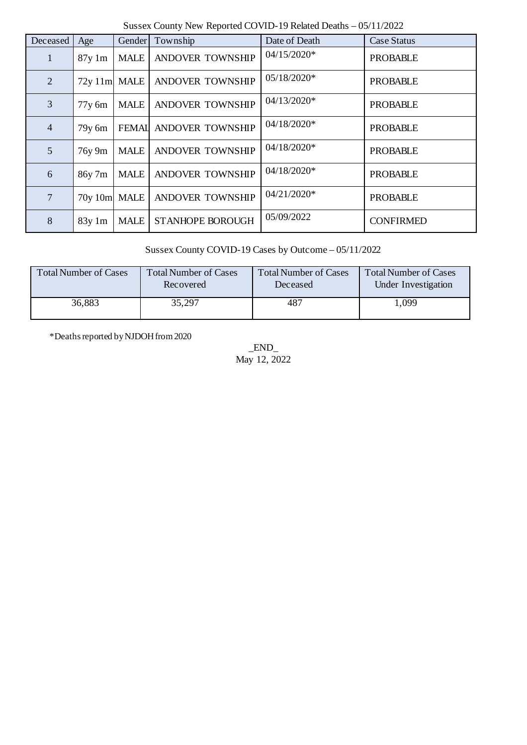Sussex County New Reported COVID-19 Related Deaths – 05/11/2022

| Deceased | Age | Gender | Township | Date of Death | Case Status |
|---|---|---|---|---|---|
| 1 | 87y 1m | MALE | ANDOVER TOWNSHIP | 04/15/2020* | PROBABLE |
| 2 | 72y 11m | MALE | ANDOVER TOWNSHIP | 05/18/2020* | PROBABLE |
| 3 | 77y 6m | MALE | ANDOVER TOWNSHIP | 04/13/2020* | PROBABLE |
| 4 | 79y 6m | FEMAL | ANDOVER TOWNSHIP | 04/18/2020* | PROBABLE |
| 5 | 76y 9m | MALE | ANDOVER TOWNSHIP | 04/18/2020* | PROBABLE |
| 6 | 86y 7m | MALE | ANDOVER TOWNSHIP | 04/18/2020* | PROBABLE |
| 7 | 70y 10m | MALE | ANDOVER TOWNSHIP | 04/21/2020* | PROBABLE |
| 8 | 83y 1m | MALE | STANHOPE BOROUGH | 05/09/2022 | CONFIRMED |

Sussex County COVID-19 Cases by Outcome – 05/11/2022

| Total Number of Cases | Total Number of Cases Recovered | Total Number of Cases Deceased | Total Number of Cases Under Investigation |
|---|---|---|---|
| 36,883 | 35,297 | 487 | 1,099 |

*Deaths reported by NJDOH from 2020

_END_

May 12, 2022